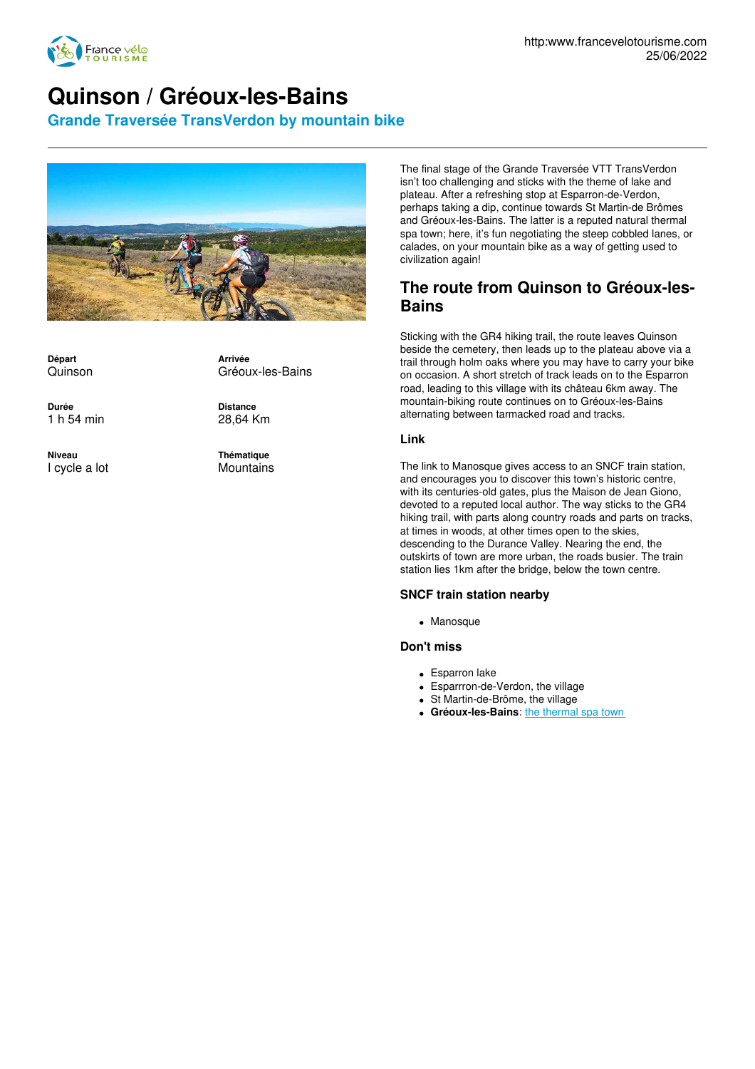# Quinson / Gréoux-les-Bains

## Grande Traversée TransVerdon by mountain bike

**Départ**
Quinson

**Arrivée**
Gréoux-les-Bains

**Durée**
1 h 54 min

**Distance**
28,64 Km

**Niveau**
I cycle a lot

**Thématique**
Mountains

The final stage of the Grande Traversée VTT TransVerdon isn't too challenging and sticks with the theme of lake and plateau. After a refreshing stop at Esparron-de-Verdon, perhaps taking a dip, continue towards St Martin-de Brômes and Gréoux-les-Bains. The latter is a reputed natural thermal spa town; here, it's fun negotiating the steep cobbled lanes, or calades, on your mountain bike as a way of getting used to civilization again!

## The route from Quinson to Gréoux-les-Bains

Sticking with the GR4 hiking trail, the route leaves Quinson beside the cemetery, then leads up to the plateau above via a trail through holm oaks where you may have to carry your bike on occasion. A short stretch of track leads on to the Esparron road, leading to this village with its château 6km away. The mountain-biking route continues on to Gréoux-les-Bains alternating between tarmacked road and tracks.

### Link

The link to Manosque gives access to an SNCF train station, and encourages you to discover this town's historic centre, with its centuries-old gates, plus the Maison de Jean Giono, devoted to a reputed local author. The way sticks to the GR4 hiking trail, with parts along country roads and parts on tracks, at times in woods, at other times open to the skies, descending to the Durance Valley. Nearing the end, the outskirts of town are more urban, the roads busier. The train station lies 1km after the bridge, below the town centre.

### SNCF train station nearby

- Manosque

### Don't miss

- Esparron lake
- Esparrron-de-Verdon, the village
- St Martin-de-Brôme, the village
- **Gréoux-les-Bains**: the thermal spa town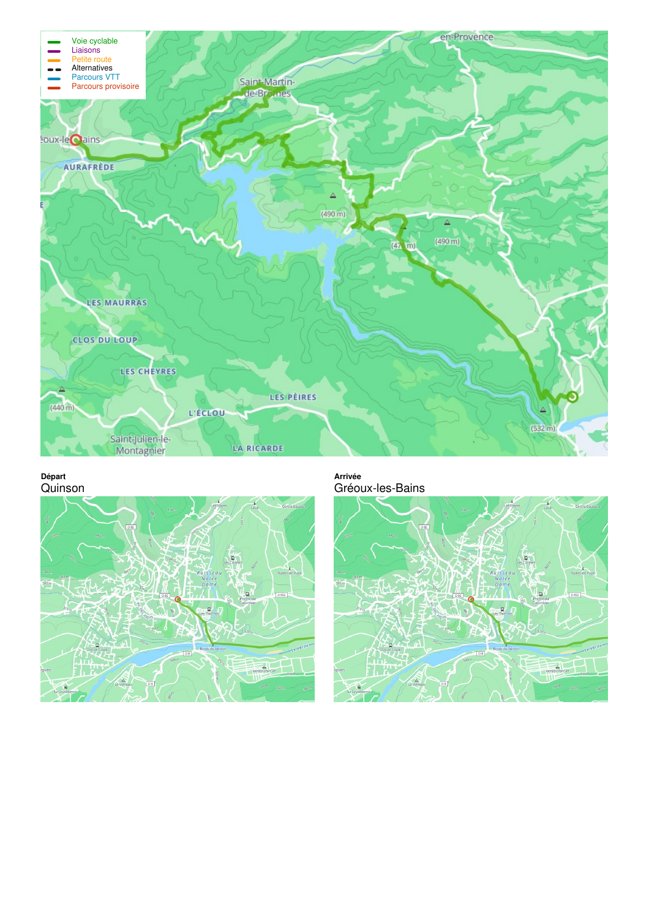Voie cyclable
Liaisons
Petite route
Alternatives
Parcours VTT
Parcours provisoire

en-Provence
Saint-Martin-de-Brômes
éoux-les-Bains
AURAFRÈDE
(490 m)
(47 m)
(490 m)
LES MAURRAS
CLOS DU LOUP
LES CHEYRES
(440 m)
LES PÈIRES
L'ÉCLOU
Saint-Julien-le-Montagnier
LA RICARDE
(532 m)

**Départ**

Quinson

**Arrivée**

Gréoux-les-Bains